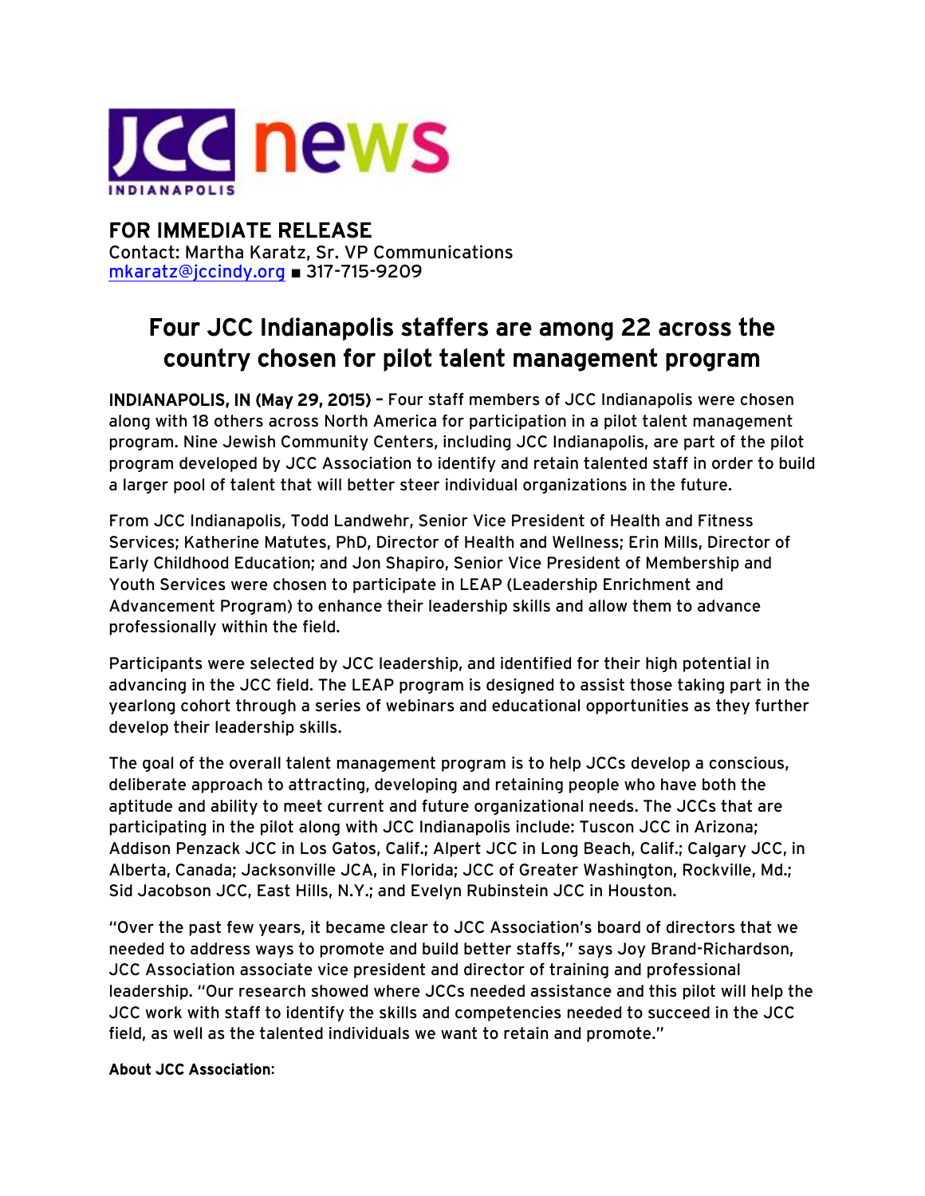**JCC news**
INDIANAPOLIS

**FOR IMMEDIATE RELEASE**
Contact: Martha Karatz, Sr. VP Communications
mkaratz@jccindy.org ■ 317-715-9209

## Four JCC Indianapolis staffers are among 22 across the country chosen for pilot talent management program

**INDIANAPOLIS, IN (May 29, 2015) –** Four staff members of JCC Indianapolis were chosen along with 18 others across North America for participation in a pilot talent management program. Nine Jewish Community Centers, including JCC Indianapolis, are part of the pilot program developed by JCC Association to identify and retain talented staff in order to build a larger pool of talent that will better steer individual organizations in the future.

From JCC Indianapolis, Todd Landwehr, Senior Vice President of Health and Fitness Services; Katherine Matutes, PhD, Director of Health and Wellness; Erin Mills, Director of Early Childhood Education; and Jon Shapiro, Senior Vice President of Membership and Youth Services were chosen to participate in LEAP (Leadership Enrichment and Advancement Program) to enhance their leadership skills and allow them to advance professionally within the field.

Participants were selected by JCC leadership, and identified for their high potential in advancing in the JCC field. The LEAP program is designed to assist those taking part in the yearlong cohort through a series of webinars and educational opportunities as they further develop their leadership skills.

The goal of the overall talent management program is to help JCCs develop a conscious, deliberate approach to attracting, developing and retaining people who have both the aptitude and ability to meet current and future organizational needs. The JCCs that are participating in the pilot along with JCC Indianapolis include: Tuscon JCC in Arizona; Addison Penzack JCC in Los Gatos, Calif.; Alpert JCC in Long Beach, Calif.; Calgary JCC, in Alberta, Canada; Jacksonville JCA, in Florida; JCC of Greater Washington, Rockville, Md.; Sid Jacobson JCC, East Hills, N.Y.; and Evelyn Rubinstein JCC in Houston.

"Over the past few years, it became clear to JCC Association's board of directors that we needed to address ways to promote and build better staffs," says Joy Brand-Richardson, JCC Association associate vice president and director of training and professional leadership. "Our research showed where JCCs needed assistance and this pilot will help the JCC work with staff to identify the skills and competencies needed to succeed in the JCC field, as well as the talented individuals we want to retain and promote."

**About JCC Association:**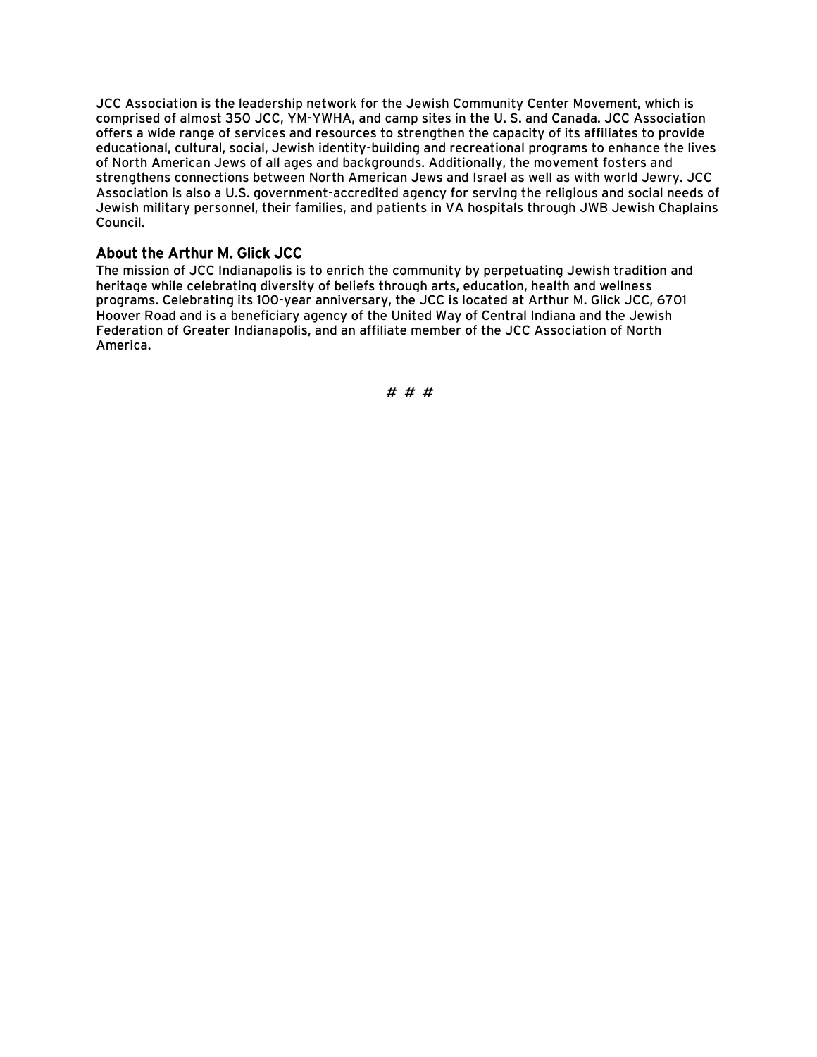JCC Association is the leadership network for the Jewish Community Center Movement, which is comprised of almost 350 JCC, YM-YWHA, and camp sites in the U. S. and Canada. JCC Association offers a wide range of services and resources to strengthen the capacity of its affiliates to provide educational, cultural, social, Jewish identity-building and recreational programs to enhance the lives of North American Jews of all ages and backgrounds. Additionally, the movement fosters and strengthens connections between North American Jews and Israel as well as with world Jewry. JCC Association is also a U.S. government-accredited agency for serving the religious and social needs of Jewish military personnel, their families, and patients in VA hospitals through JWB Jewish Chaplains Council.

## About the Arthur M. Glick JCC

The mission of JCC Indianapolis is to enrich the community by perpetuating Jewish tradition and heritage while celebrating diversity of beliefs through arts, education, health and wellness programs. Celebrating its 100-year anniversary, the JCC is located at Arthur M. Glick JCC, 6701 Hoover Road and is a beneficiary agency of the United Way of Central Indiana and the Jewish Federation of Greater Indianapolis, and an affiliate member of the JCC Association of North America.

# # #